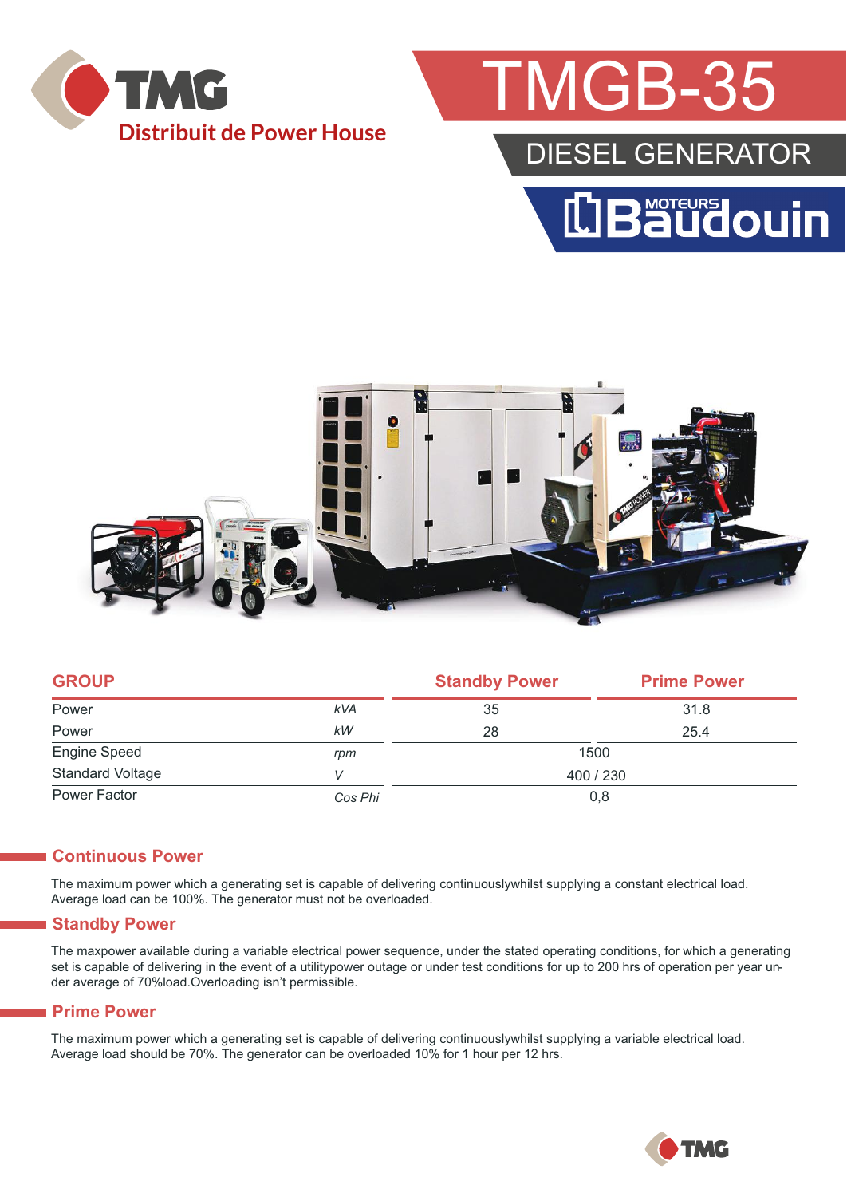TMG
Distribuit de Power House

# TMGB-35

## DIESEL GENERATOR

MOTEURS Baudouin

| GROUP | | Standby Power | Prime Power |
|---|---|---|---|
| Power | kVA | 35 | 31.8 |
| Power | kW | 28 | 25.4 |
| Engine Speed | rpm | 1500 | |
| Standard Voltage | V | 400 / 230 | |
| Power Factor | Cos Phi | 0,8 | |

## Continuous Power

The maximum power which a generating set is capable of delivering continuouslywhilst supplying a constant electrical load. Average load can be 100%. The generator must not be overloaded.

## Standby Power

The maxpower available during a variable electrical power sequence, under the stated operating conditions, for which a generating set is capable of delivering in the event of a utilitypower outage or under test conditions for up to 200 hrs of operation per year under average of 70%load.Overloading isn't permissible.

## Prime Power

The maximum power which a generating set is capable of delivering continuouslywhilst supplying a variable electrical load. Average load should be 70%. The generator can be overloaded 10% for 1 hour per 12 hrs.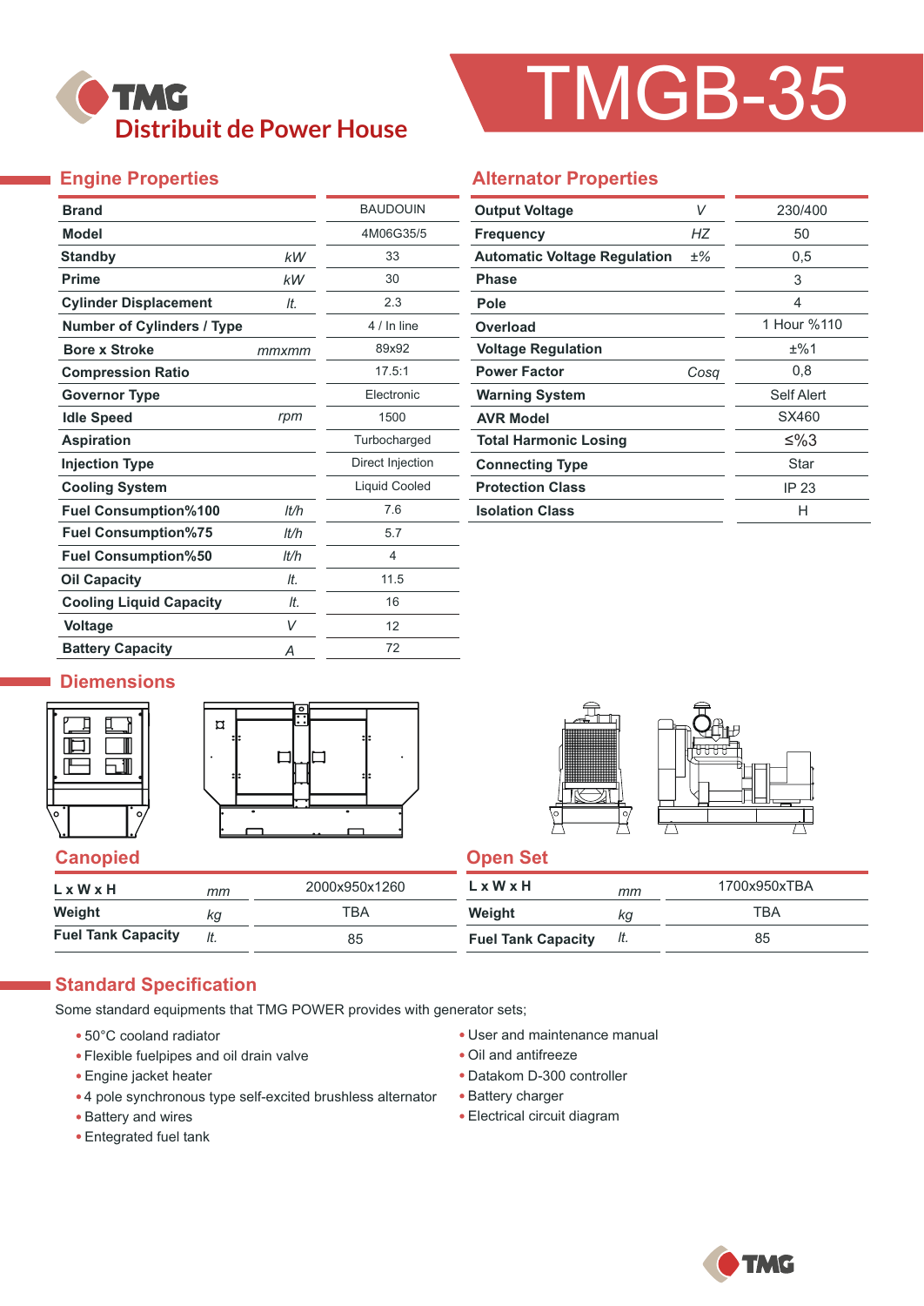# TMGB-35

TMG Distribuit de Power House

## Engine Properties

| Property | Unit | Value |
|---|---|---|
| Brand | | BAUDOUIN |
| Model | | 4M06G35/5 |
| Standby | kW | 33 |
| Prime | kW | 30 |
| Cylinder Displacement | lt. | 2.3 |
| Number of Cylinders / Type | | 4 / In line |
| Bore x Stroke | mmxmm | 89x92 |
| Compression Ratio | | 17.5:1 |
| Governor Type | | Electronic |
| Idle Speed | rpm | 1500 |
| Aspiration | | Turbocharged |
| Injection Type | | Direct Injection |
| Cooling System | | Liquid Cooled |
| Fuel Consumption%100 | lt/h | 7.6 |
| Fuel Consumption%75 | lt/h | 5.7 |
| Fuel Consumption%50 | lt/h | 4 |
| Oil Capacity | lt. | 11.5 |
| Cooling Liquid Capacity | lt. | 16 |
| Voltage | V | 12 |
| Battery Capacity | A | 72 |

## Alternator Properties

| Property | Unit | Value |
|---|---|---|
| Output Voltage | V | 230/400 |
| Frequency | HZ | 50 |
| Automatic Voltage Regulation | ±% | 0,5 |
| Phase | | 3 |
| Pole | | 4 |
| Overload | | 1 Hour %110 |
| Voltage Regulation | | ±%1 |
| Power Factor | Cosq | 0,8 |
| Warning System | | Self Alert |
| AVR Model | | SX460 |
| Total Harmonic Losing | | ≤%3 |
| Connecting Type | | Star |
| Protection Class | | IP 23 |
| Isolation Class | | H |

## Diemensions

### Canopied

| | Unit | Value |
|---|---|---|
| L x W x H | mm | 2000x950x1260 |
| Weight | kg | TBA |
| Fuel Tank Capacity | lt. | 85 |

### Open Set

| | Unit | Value |
|---|---|---|
| L x W x H | mm | 1700x950xTBA |
| Weight | kg | TBA |
| Fuel Tank Capacity | lt. | 85 |

## Standard Specification

Some standard equipments that TMG POWER provides with generator sets;

- 50°C cooland radiator
- Flexible fuelpipes and oil drain valve
- Engine jacket heater
- 4 pole synchronous type self-excited brushless alternator
- Battery and wires
- Entegrated fuel tank
- User and maintenance manual
- Oil and antifreeze
- Datakom D-300 controller
- Battery charger
- Electrical circuit diagram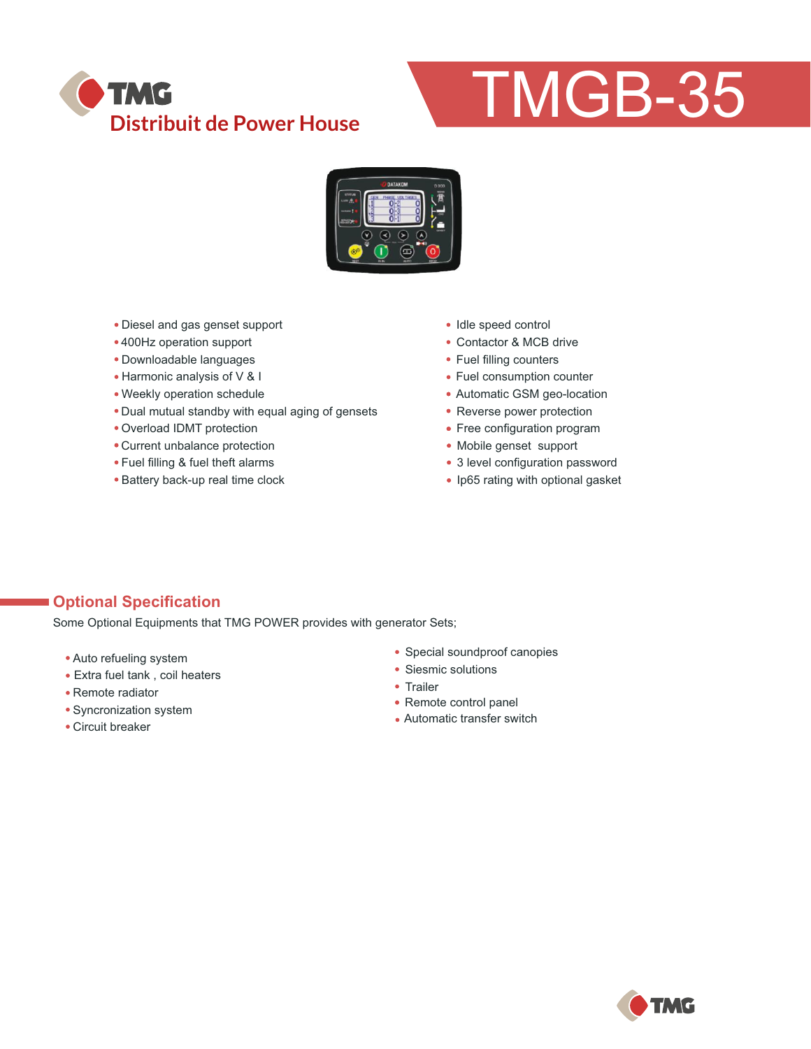# TMGB-35

Distribuit de Power House

- Diesel and gas genset support
- 400Hz operation support
- Downloadable languages
- Harmonic analysis of V & I
- Weekly operation schedule
- Dual mutual standby with equal aging of gensets
- Overload IDMT protection
- Current unbalance protection
- Fuel filling & fuel theft alarms
- Battery back-up real time clock
- Idle speed control
- Contactor & MCB drive
- Fuel filling counters
- Fuel consumption counter
- Automatic GSM geo-location
- Reverse power protection
- Free configuration program
- Mobile genset support
- 3 level configuration password
- Ip65 rating with optional gasket

## Optional Specification

Some Optional Equipments that TMG POWER provides with generator Sets;

- Auto refueling system
- Extra fuel tank , coil heaters
- Remote radiator
- Syncronization system
- Circuit breaker
- Special soundproof canopies
- Siesmic solutions
- Trailer
- Remote control panel
- Automatic transfer switch